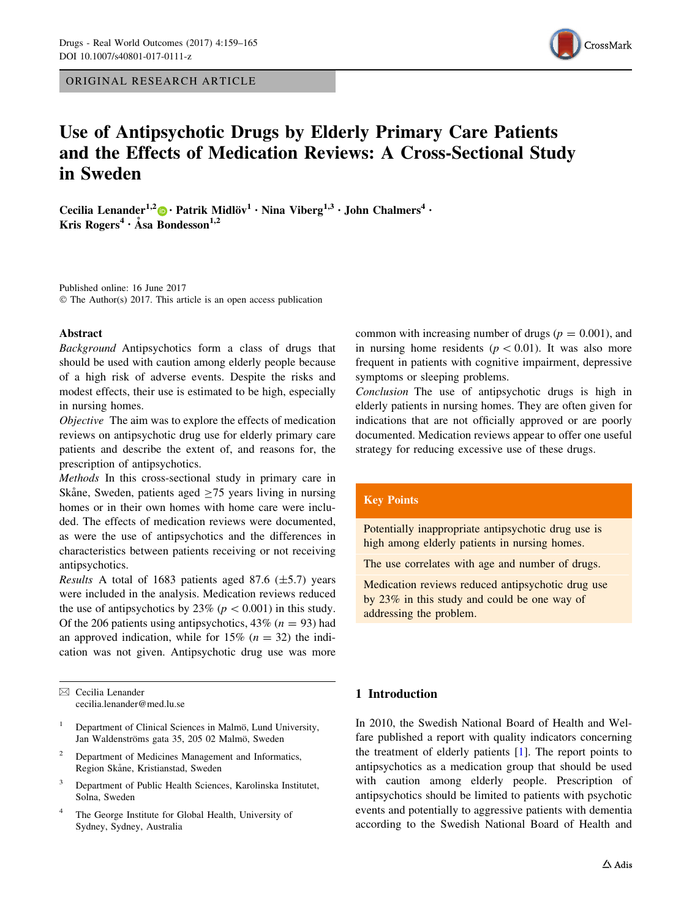ORIGINAL RESEARCH ARTICLE

# Use of Antipsychotic Drugs by Elderly Primary Care Patients and the Effects of Medication Reviews: A Cross-Sectional Study in Sweden

**Cecilia Lenander[1,2] · Patrik Midlöv[1] · Nina Viberg[1,3] · John Chalmers[4] · Kris Rogers[4] · Åsa Bondesson[1,2]**

Published online: 16 June 2017
© The Author(s) 2017. This article is an open access publication

## Abstract

*Background* Antipsychotics form a class of drugs that should be used with caution among elderly people because of a high risk of adverse events. Despite the risks and modest effects, their use is estimated to be high, especially in nursing homes.

*Objective* The aim was to explore the effects of medication reviews on antipsychotic drug use for elderly primary care patients and describe the extent of, and reasons for, the prescription of antipsychotics.

*Methods* In this cross-sectional study in primary care in Skåne, Sweden, patients aged ≥75 years living in nursing homes or in their own homes with home care were included. The effects of medication reviews were documented, as were the use of antipsychotics and the differences in characteristics between patients receiving or not receiving antipsychotics.

*Results* A total of 1683 patients aged 87.6 (±5.7) years were included in the analysis. Medication reviews reduced the use of antipsychotics by 23% ($p < 0.001$) in this study. Of the 206 patients using antipsychotics, 43% ($n = 93$) had an approved indication, while for 15% ($n = 32$) the indication was not given. Antipsychotic drug use was more common with increasing number of drugs ($p = 0.001$), and in nursing home residents ($p < 0.01$). It was also more frequent in patients with cognitive impairment, depressive symptoms or sleeping problems.

*Conclusion* The use of antipsychotic drugs is high in elderly patients in nursing homes. They are often given for indications that are not officially approved or are poorly documented. Medication reviews appear to offer one useful strategy for reducing excessive use of these drugs.

**Key Points**

- Potentially inappropriate antipsychotic drug use is high among elderly patients in nursing homes.
- The use correlates with age and number of drugs.
- Medication reviews reduced antipsychotic drug use by 23% in this study and could be one way of addressing the problem.

✉ Cecilia Lenander
cecilia.lenander@med.lu.se

[1] Department of Clinical Sciences in Malmö, Lund University, Jan Waldenströms gata 35, 205 02 Malmö, Sweden

[2] Department of Medicines Management and Informatics, Region Skåne, Kristianstad, Sweden

[3] Department of Public Health Sciences, Karolinska Institutet, Solna, Sweden

[4] The George Institute for Global Health, University of Sydney, Sydney, Australia

## 1 Introduction

In 2010, the Swedish National Board of Health and Welfare published a report with quality indicators concerning the treatment of elderly patients [1]. The report points to antipsychotics as a medication group that should be used with caution among elderly people. Prescription of antipsychotics should be limited to patients with psychotic events and potentially to aggressive patients with dementia according to the Swedish National Board of Health and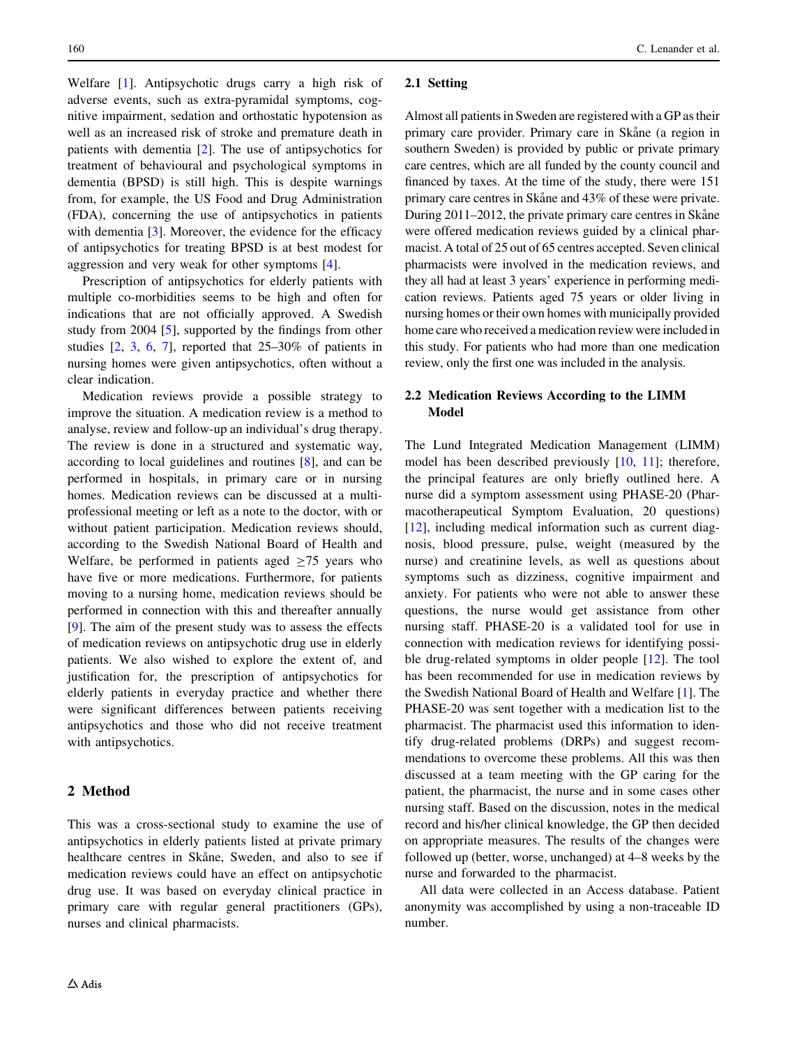Welfare [1]. Antipsychotic drugs carry a high risk of adverse events, such as extra-pyramidal symptoms, cognitive impairment, sedation and orthostatic hypotension as well as an increased risk of stroke and premature death in patients with dementia [2]. The use of antipsychotics for treatment of behavioural and psychological symptoms in dementia (BPSD) is still high. This is despite warnings from, for example, the US Food and Drug Administration (FDA), concerning the use of antipsychotics in patients with dementia [3]. Moreover, the evidence for the efficacy of antipsychotics for treating BPSD is at best modest for aggression and very weak for other symptoms [4].

Prescription of antipsychotics for elderly patients with multiple co-morbidities seems to be high and often for indications that are not officially approved. A Swedish study from 2004 [5], supported by the findings from other studies [2, 3, 6, 7], reported that 25–30% of patients in nursing homes were given antipsychotics, often without a clear indication.

Medication reviews provide a possible strategy to improve the situation. A medication review is a method to analyse, review and follow-up an individual's drug therapy. The review is done in a structured and systematic way, according to local guidelines and routines [8], and can be performed in hospitals, in primary care or in nursing homes. Medication reviews can be discussed at a multi-professional meeting or left as a note to the doctor, with or without patient participation. Medication reviews should, according to the Swedish National Board of Health and Welfare, be performed in patients aged $\geq$75 years who have five or more medications. Furthermore, for patients moving to a nursing home, medication reviews should be performed in connection with this and thereafter annually [9]. The aim of the present study was to assess the effects of medication reviews on antipsychotic drug use in elderly patients. We also wished to explore the extent of, and justification for, the prescription of antipsychotics for elderly patients in everyday practice and whether there were significant differences between patients receiving antipsychotics and those who did not receive treatment with antipsychotics.

## 2 Method

This was a cross-sectional study to examine the use of antipsychotics in elderly patients listed at private primary healthcare centres in Skåne, Sweden, and also to see if medication reviews could have an effect on antipsychotic drug use. It was based on everyday clinical practice in primary care with regular general practitioners (GPs), nurses and clinical pharmacists.

### 2.1 Setting

Almost all patients in Sweden are registered with a GP as their primary care provider. Primary care in Skåne (a region in southern Sweden) is provided by public or private primary care centres, which are all funded by the county council and financed by taxes. At the time of the study, there were 151 primary care centres in Skåne and 43% of these were private. During 2011–2012, the private primary care centres in Skåne were offered medication reviews guided by a clinical pharmacist. A total of 25 out of 65 centres accepted. Seven clinical pharmacists were involved in the medication reviews, and they all had at least 3 years' experience in performing medication reviews. Patients aged 75 years or older living in nursing homes or their own homes with municipally provided home care who received a medication review were included in this study. For patients who had more than one medication review, only the first one was included in the analysis.

### 2.2 Medication Reviews According to the LIMM Model

The Lund Integrated Medication Management (LIMM) model has been described previously [10, 11]; therefore, the principal features are only briefly outlined here. A nurse did a symptom assessment using PHASE-20 (Pharmacotherapeutical Symptom Evaluation, 20 questions) [12], including medical information such as current diagnosis, blood pressure, pulse, weight (measured by the nurse) and creatinine levels, as well as questions about symptoms such as dizziness, cognitive impairment and anxiety. For patients who were not able to answer these questions, the nurse would get assistance from other nursing staff. PHASE-20 is a validated tool for use in connection with medication reviews for identifying possible drug-related symptoms in older people [12]. The tool has been recommended for use in medication reviews by the Swedish National Board of Health and Welfare [1]. The PHASE-20 was sent together with a medication list to the pharmacist. The pharmacist used this information to identify drug-related problems (DRPs) and suggest recommendations to overcome these problems. All this was then discussed at a team meeting with the GP caring for the patient, the pharmacist, the nurse and in some cases other nursing staff. Based on the discussion, notes in the medical record and his/her clinical knowledge, the GP then decided on appropriate measures. The results of the changes were followed up (better, worse, unchanged) at 4–8 weeks by the nurse and forwarded to the pharmacist.

All data were collected in an Access database. Patient anonymity was accomplished by using a non-traceable ID number.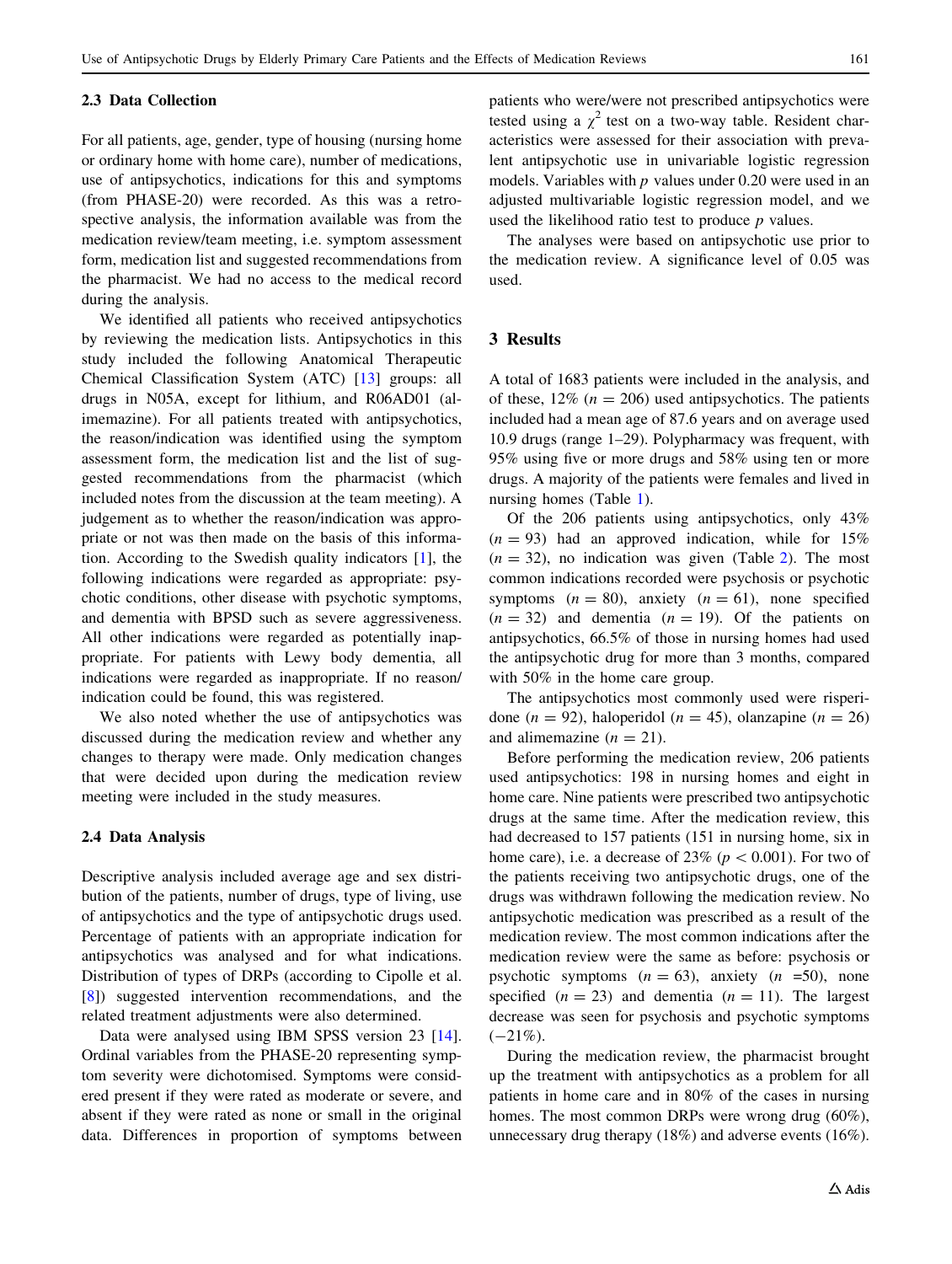### 2.3 Data Collection

For all patients, age, gender, type of housing (nursing home or ordinary home with home care), number of medications, use of antipsychotics, indications for this and symptoms (from PHASE-20) were recorded. As this was a retrospective analysis, the information available was from the medication review/team meeting, i.e. symptom assessment form, medication list and suggested recommendations from the pharmacist. We had no access to the medical record during the analysis.

We identified all patients who received antipsychotics by reviewing the medication lists. Antipsychotics in this study included the following Anatomical Therapeutic Chemical Classification System (ATC) [13] groups: all drugs in N05A, except for lithium, and R06AD01 (alimemazine). For all patients treated with antipsychotics, the reason/indication was identified using the symptom assessment form, the medication list and the list of suggested recommendations from the pharmacist (which included notes from the discussion at the team meeting). A judgement as to whether the reason/indication was appropriate or not was then made on the basis of this information. According to the Swedish quality indicators [1], the following indications were regarded as appropriate: psychotic conditions, other disease with psychotic symptoms, and dementia with BPSD such as severe aggressiveness. All other indications were regarded as potentially inappropriate. For patients with Lewy body dementia, all indications were regarded as inappropriate. If no reason/indication could be found, this was registered.

We also noted whether the use of antipsychotics was discussed during the medication review and whether any changes to therapy were made. Only medication changes that were decided upon during the medication review meeting were included in the study measures.

### 2.4 Data Analysis

Descriptive analysis included average age and sex distribution of the patients, number of drugs, type of living, use of antipsychotics and the type of antipsychotic drugs used. Percentage of patients with an appropriate indication for antipsychotics was analysed and for what indications. Distribution of types of DRPs (according to Cipolle et al. [8]) suggested intervention recommendations, and the related treatment adjustments were also determined.

Data were analysed using IBM SPSS version 23 [14]. Ordinal variables from the PHASE-20 representing symptom severity were dichotomised. Symptoms were considered present if they were rated as moderate or severe, and absent if they were rated as none or small in the original data. Differences in proportion of symptoms between patients who were/were not prescribed antipsychotics were tested using a $\chi^2$ test on a two-way table. Resident characteristics were assessed for their association with prevalent antipsychotic use in univariable logistic regression models. Variables with $p$ values under 0.20 were used in an adjusted multivariable logistic regression model, and we used the likelihood ratio test to produce $p$ values.

The analyses were based on antipsychotic use prior to the medication review. A significance level of 0.05 was used.

## 3 Results

A total of 1683 patients were included in the analysis, and of these, 12% ($n = 206$) used antipsychotics. The patients included had a mean age of 87.6 years and on average used 10.9 drugs (range 1–29). Polypharmacy was frequent, with 95% using five or more drugs and 58% using ten or more drugs. A majority of the patients were females and lived in nursing homes (Table 1).

Of the 206 patients using antipsychotics, only 43% ($n = 93$) had an approved indication, while for 15% ($n = 32$), no indication was given (Table 2). The most common indications recorded were psychosis or psychotic symptoms ($n = 80$), anxiety ($n = 61$), none specified ($n = 32$) and dementia ($n = 19$). Of the patients on antipsychotics, 66.5% of those in nursing homes had used the antipsychotic drug for more than 3 months, compared with 50% in the home care group.

The antipsychotics most commonly used were risperidone ($n = 92$), haloperidol ($n = 45$), olanzapine ($n = 26$) and alimemazine ($n = 21$).

Before performing the medication review, 206 patients used antipsychotics: 198 in nursing homes and eight in home care. Nine patients were prescribed two antipsychotic drugs at the same time. After the medication review, this had decreased to 157 patients (151 in nursing home, six in home care), i.e. a decrease of 23% ($p < 0.001$). For two of the patients receiving two antipsychotic drugs, one of the drugs was withdrawn following the medication review. No antipsychotic medication was prescribed as a result of the medication review. The most common indications after the medication review were the same as before: psychosis or psychotic symptoms ($n = 63$), anxiety ($n = 50$), none specified ($n = 23$) and dementia ($n = 11$). The largest decrease was seen for psychosis and psychotic symptoms (−21%).

During the medication review, the pharmacist brought up the treatment with antipsychotics as a problem for all patients in home care and in 80% of the cases in nursing homes. The most common DRPs were wrong drug (60%), unnecessary drug therapy (18%) and adverse events (16%).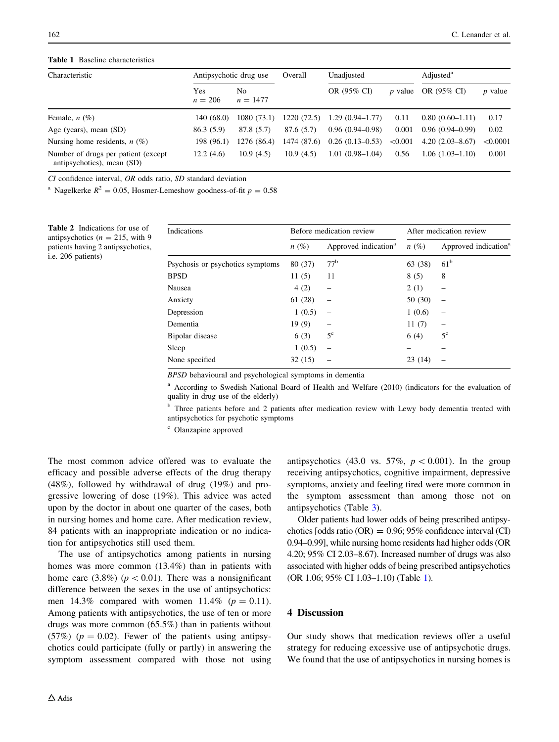**Table 1** Baseline characteristics

| Characteristic | Antipsychotic drug use | | Overall | Unadjusted | | Adjusted[a] | |
|---|---|---|---|---|---|---|---|
| | Yes $n = 206$ | No $n = 1477$ | | OR (95% CI) | $p$ value | OR (95% CI) | $p$ value |
| Female, $n$ (%) | 140 (68.0) | 1080 (73.1) | 1220 (72.5) | 1.29 (0.94–1.77) | 0.11 | 0.80 (0.60–1.11) | 0.17 |
| Age (years), mean (SD) | 86.3 (5.9) | 87.8 (5.7) | 87.6 (5.7) | 0.96 (0.94–0.98) | 0.001 | 0.96 (0.94–0.99) | 0.02 |
| Nursing home residents, $n$ (%) | 198 (96.1) | 1276 (86.4) | 1474 (87.6) | 0.26 (0.13–0.53) | <0.001 | 4.20 (2.03–8.67) | <0.0001 |
| Number of drugs per patient (except antipsychotics), mean (SD) | 12.2 (4.6) | 10.9 (4.5) | 10.9 (4.5) | 1.01 (0.98–1.04) | 0.56 | 1.06 (1.03–1.10) | 0.001 |

*CI* confidence interval, *OR* odds ratio, *SD* standard deviation

[a] Nagelkerke $R^2 = 0.05$, Hosmer-Lemeshow goodness-of-fit $p = 0.58$

**Table 2** Indications for use of antipsychotics ($n = 215$, with 9 patients having 2 antipsychotics, i.e. 206 patients)

| Indications | Before medication review | | After medication review | |
|---|---|---|---|---|
| | $n$ (%) | Approved indication[a] | $n$ (%) | Approved indication[a] |
| Psychosis or psychotics symptoms | 80 (37) | 77[b] | 63 (38) | 61[b] |
| BPSD | 11 (5) | 11 | 8 (5) | 8 |
| Nausea | 4 (2) | – | 2 (1) | – |
| Anxiety | 61 (28) | – | 50 (30) | – |
| Depression | 1 (0.5) | – | 1 (0.6) | – |
| Dementia | 19 (9) | – | 11 (7) | – |
| Bipolar disease | 6 (3) | 5[c] | 6 (4) | 5[c] |
| Sleep | 1 (0.5) | – | – | – |
| None specified | 32 (15) | – | 23 (14) | – |

*BPSD* behavioural and psychological symptoms in dementia

[a] According to Swedish National Board of Health and Welfare (2010) (indicators for the evaluation of quality in drug use of the elderly)

[b] Three patients before and 2 patients after medication review with Lewy body dementia treated with antipsychotics for psychotic symptoms

[c] Olanzapine approved

The most common advice offered was to evaluate the efficacy and possible adverse effects of the drug therapy (48%), followed by withdrawal of drug (19%) and progressive lowering of dose (19%). This advice was acted upon by the doctor in about one quarter of the cases, both in nursing homes and home care. After medication review, 84 patients with an inappropriate indication or no indication for antipsychotics still used them.

The use of antipsychotics among patients in nursing homes was more common (13.4%) than in patients with home care (3.8%) ($p < 0.01$). There was a nonsignificant difference between the sexes in the use of antipsychotics: men 14.3% compared with women 11.4% ($p = 0.11$). Among patients with antipsychotics, the use of ten or more drugs was more common (65.5%) than in patients without (57%) ($p = 0.02$). Fewer of the patients using antipsychotics could participate (fully or partly) in answering the symptom assessment compared with those not using antipsychotics (43.0 vs. 57%, $p < 0.001$). In the group receiving antipsychotics, cognitive impairment, depressive symptoms, anxiety and feeling tired were more common in the symptom assessment than among those not on antipsychotics (Table 3).

Older patients had lower odds of being prescribed antipsychotics [odds ratio (OR) = 0.96; 95% confidence interval (CI) 0.94–0.99], while nursing home residents had higher odds (OR 4.20; 95% CI 2.03–8.67). Increased number of drugs was also associated with higher odds of being prescribed antipsychotics (OR 1.06; 95% CI 1.03–1.10) (Table 1).

## 4 Discussion

Our study shows that medication reviews offer a useful strategy for reducing excessive use of antipsychotic drugs. We found that the use of antipsychotics in nursing homes is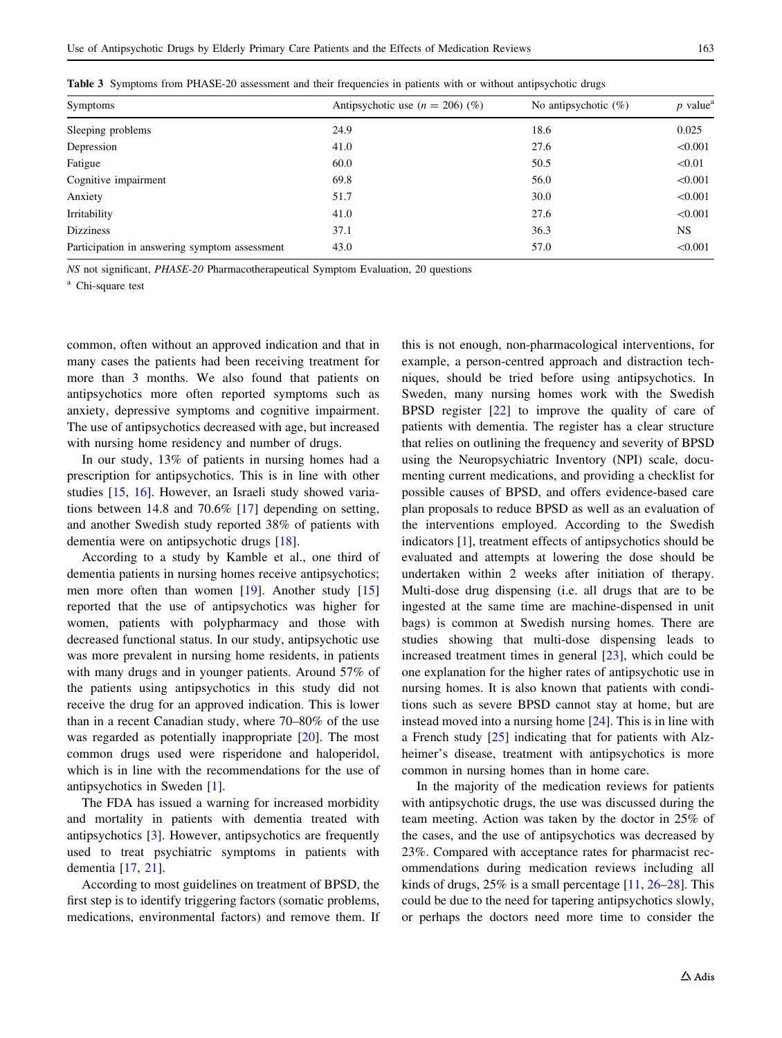Table 3 Symptoms from PHASE-20 assessment and their frequencies in patients with or without antipsychotic drugs

| Symptoms | Antipsychotic use ($n = 206$) (%) | No antipsychotic (%) | p value[a] |
|---|---|---|---|
| Sleeping problems | 24.9 | 18.6 | 0.025 |
| Depression | 41.0 | 27.6 | <0.001 |
| Fatigue | 60.0 | 50.5 | <0.01 |
| Cognitive impairment | 69.8 | 56.0 | <0.001 |
| Anxiety | 51.7 | 30.0 | <0.001 |
| Irritability | 41.0 | 27.6 | <0.001 |
| Dizziness | 37.1 | 36.3 | NS |
| Participation in answering symptom assessment | 43.0 | 57.0 | <0.001 |

*NS* not significant, *PHASE-20* Pharmacotherapeutical Symptom Evaluation, 20 questions

[a] Chi-square test

common, often without an approved indication and that in many cases the patients had been receiving treatment for more than 3 months. We also found that patients on antipsychotics more often reported symptoms such as anxiety, depressive symptoms and cognitive impairment. The use of antipsychotics decreased with age, but increased with nursing home residency and number of drugs.

In our study, 13% of patients in nursing homes had a prescription for antipsychotics. This is in line with other studies [15, 16]. However, an Israeli study showed variations between 14.8 and 70.6% [17] depending on setting, and another Swedish study reported 38% of patients with dementia were on antipsychotic drugs [18].

According to a study by Kamble et al., one third of dementia patients in nursing homes receive antipsychotics; men more often than women [19]. Another study [15] reported that the use of antipsychotics was higher for women, patients with polypharmacy and those with decreased functional status. In our study, antipsychotic use was more prevalent in nursing home residents, in patients with many drugs and in younger patients. Around 57% of the patients using antipsychotics in this study did not receive the drug for an approved indication. This is lower than in a recent Canadian study, where 70–80% of the use was regarded as potentially inappropriate [20]. The most common drugs used were risperidone and haloperidol, which is in line with the recommendations for the use of antipsychotics in Sweden [1].

The FDA has issued a warning for increased morbidity and mortality in patients with dementia treated with antipsychotics [3]. However, antipsychotics are frequently used to treat psychiatric symptoms in patients with dementia [17, 21].

According to most guidelines on treatment of BPSD, the first step is to identify triggering factors (somatic problems, medications, environmental factors) and remove them. If this is not enough, non-pharmacological interventions, for example, a person-centred approach and distraction techniques, should be tried before using antipsychotics. In Sweden, many nursing homes work with the Swedish BPSD register [22] to improve the quality of care of patients with dementia. The register has a clear structure that relies on outlining the frequency and severity of BPSD using the Neuropsychiatric Inventory (NPI) scale, documenting current medications, and providing a checklist for possible causes of BPSD, and offers evidence-based care plan proposals to reduce BPSD as well as an evaluation of the interventions employed. According to the Swedish indicators [1], treatment effects of antipsychotics should be evaluated and attempts at lowering the dose should be undertaken within 2 weeks after initiation of therapy. Multi-dose drug dispensing (i.e. all drugs that are to be ingested at the same time are machine-dispensed in unit bags) is common at Swedish nursing homes. There are studies showing that multi-dose dispensing leads to increased treatment times in general [23], which could be one explanation for the higher rates of antipsychotic use in nursing homes. It is also known that patients with conditions such as severe BPSD cannot stay at home, but are instead moved into a nursing home [24]. This is in line with a French study [25] indicating that for patients with Alzheimer's disease, treatment with antipsychotics is more common in nursing homes than in home care.

In the majority of the medication reviews for patients with antipsychotic drugs, the use was discussed during the team meeting. Action was taken by the doctor in 25% of the cases, and the use of antipsychotics was decreased by 23%. Compared with acceptance rates for pharmacist recommendations during medication reviews including all kinds of drugs, 25% is a small percentage [11, 26–28]. This could be due to the need for tapering antipsychotics slowly, or perhaps the doctors need more time to consider the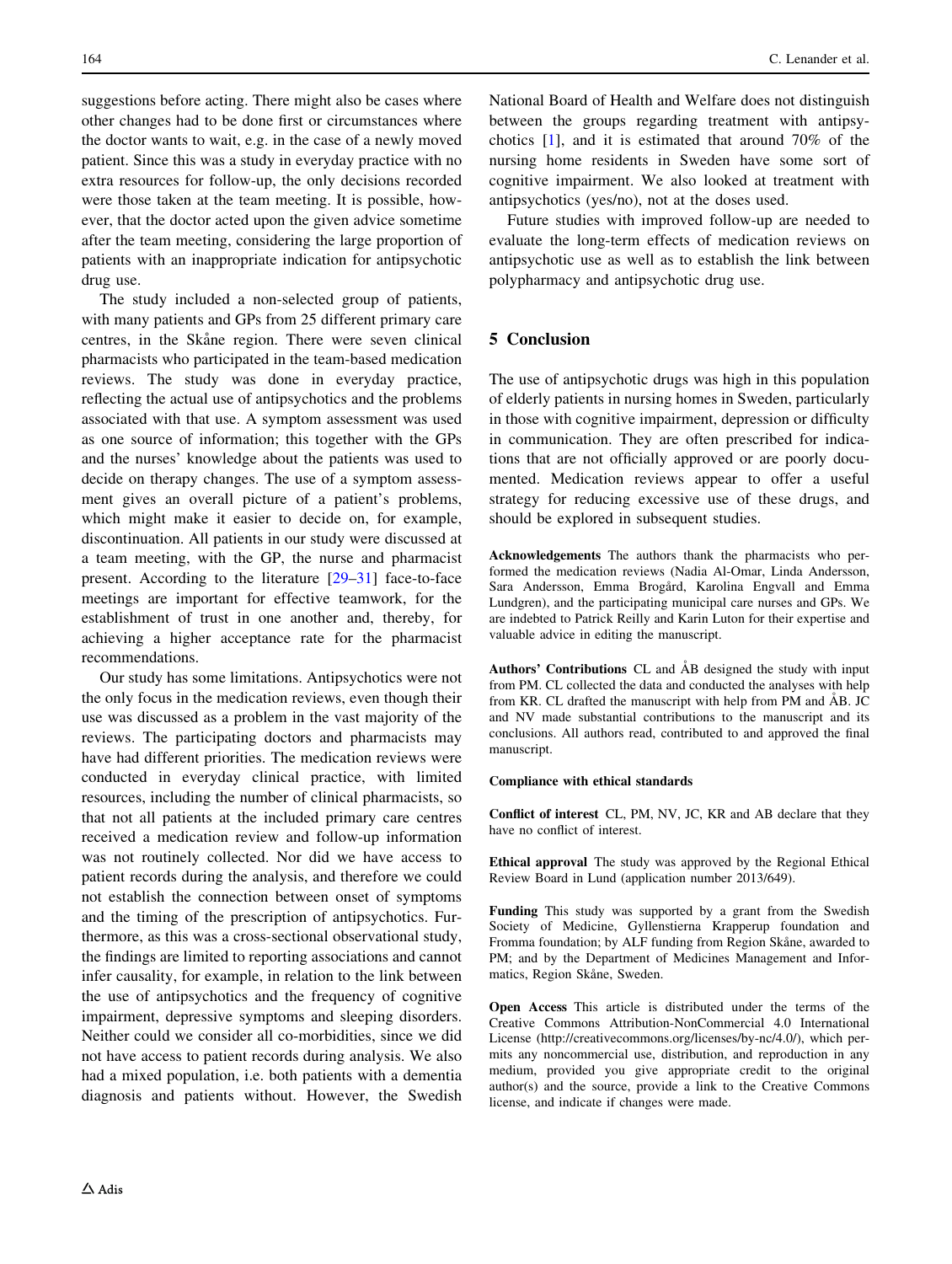suggestions before acting. There might also be cases where other changes had to be done first or circumstances where the doctor wants to wait, e.g. in the case of a newly moved patient. Since this was a study in everyday practice with no extra resources for follow-up, the only decisions recorded were those taken at the team meeting. It is possible, however, that the doctor acted upon the given advice sometime after the team meeting, considering the large proportion of patients with an inappropriate indication for antipsychotic drug use.

The study included a non-selected group of patients, with many patients and GPs from 25 different primary care centres, in the Skåne region. There were seven clinical pharmacists who participated in the team-based medication reviews. The study was done in everyday practice, reflecting the actual use of antipsychotics and the problems associated with that use. A symptom assessment was used as one source of information; this together with the GPs and the nurses' knowledge about the patients was used to decide on therapy changes. The use of a symptom assessment gives an overall picture of a patient's problems, which might make it easier to decide on, for example, discontinuation. All patients in our study were discussed at a team meeting, with the GP, the nurse and pharmacist present. According to the literature [29–31] face-to-face meetings are important for effective teamwork, for the establishment of trust in one another and, thereby, for achieving a higher acceptance rate for the pharmacist recommendations.

Our study has some limitations. Antipsychotics were not the only focus in the medication reviews, even though their use was discussed as a problem in the vast majority of the reviews. The participating doctors and pharmacists may have had different priorities. The medication reviews were conducted in everyday clinical practice, with limited resources, including the number of clinical pharmacists, so that not all patients at the included primary care centres received a medication review and follow-up information was not routinely collected. Nor did we have access to patient records during the analysis, and therefore we could not establish the connection between onset of symptoms and the timing of the prescription of antipsychotics. Furthermore, as this was a cross-sectional observational study, the findings are limited to reporting associations and cannot infer causality, for example, in relation to the link between the use of antipsychotics and the frequency of cognitive impairment, depressive symptoms and sleeping disorders. Neither could we consider all co-morbidities, since we did not have access to patient records during analysis. We also had a mixed population, i.e. both patients with a dementia diagnosis and patients without. However, the Swedish National Board of Health and Welfare does not distinguish between the groups regarding treatment with antipsychotics [1], and it is estimated that around 70% of the nursing home residents in Sweden have some sort of cognitive impairment. We also looked at treatment with antipsychotics (yes/no), not at the doses used.

Future studies with improved follow-up are needed to evaluate the long-term effects of medication reviews on antipsychotic use as well as to establish the link between polypharmacy and antipsychotic drug use.

## 5 Conclusion

The use of antipsychotic drugs was high in this population of elderly patients in nursing homes in Sweden, particularly in those with cognitive impairment, depression or difficulty in communication. They are often prescribed for indications that are not officially approved or are poorly documented. Medication reviews appear to offer a useful strategy for reducing excessive use of these drugs, and should be explored in subsequent studies.

**Acknowledgements** The authors thank the pharmacists who performed the medication reviews (Nadia Al-Omar, Linda Andersson, Sara Andersson, Emma Brogård, Karolina Engvall and Emma Lundgren), and the participating municipal care nurses and GPs. We are indebted to Patrick Reilly and Karin Luton for their expertise and valuable advice in editing the manuscript.

**Authors' Contributions** CL and ÅB designed the study with input from PM. CL collected the data and conducted the analyses with help from KR. CL drafted the manuscript with help from PM and ÅB. JC and NV made substantial contributions to the manuscript and its conclusions. All authors read, contributed to and approved the final manuscript.

**Compliance with ethical standards**

**Conflict of interest** CL, PM, NV, JC, KR and AB declare that they have no conflict of interest.

**Ethical approval** The study was approved by the Regional Ethical Review Board in Lund (application number 2013/649).

**Funding** This study was supported by a grant from the Swedish Society of Medicine, Gyllenstierna Krapperup foundation and Fromma foundation; by ALF funding from Region Skåne, awarded to PM; and by the Department of Medicines Management and Informatics, Region Skåne, Sweden.

**Open Access** This article is distributed under the terms of the Creative Commons Attribution-NonCommercial 4.0 International License (http://creativecommons.org/licenses/by-nc/4.0/), which permits any noncommercial use, distribution, and reproduction in any medium, provided you give appropriate credit to the original author(s) and the source, provide a link to the Creative Commons license, and indicate if changes were made.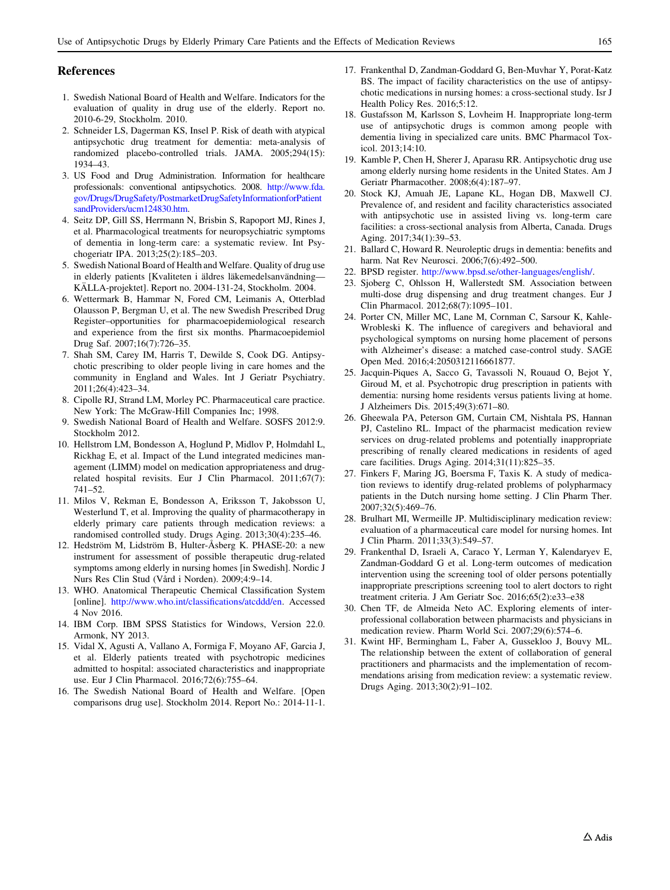## References

1. Swedish National Board of Health and Welfare. Indicators for the evaluation of quality in drug use of the elderly. Report no. 2010-6-29, Stockholm. 2010.
2. Schneider LS, Dagerman KS, Insel P. Risk of death with atypical antipsychotic drug treatment for dementia: meta-analysis of randomized placebo-controlled trials. JAMA. 2005;294(15):1934–43.
3. US Food and Drug Administration. Information for healthcare professionals: conventional antipsychotics. 2008. http://www.fda.gov/Drugs/DrugSafety/PostmarketDrugSafetyInformationforPatientsandProviders/ucm124830.htm.
4. Seitz DP, Gill SS, Herrmann N, Brisbin S, Rapoport MJ, Rines J, et al. Pharmacological treatments for neuropsychiatric symptoms of dementia in long-term care: a systematic review. Int Psychogeriatr IPA. 2013;25(2):185–203.
5. Swedish National Board of Health and Welfare. Quality of drug use in elderly patients [Kvaliteten i äldres läkemedelsanvändning—KÄLLA-projektet]. Report no. 2004-131-24, Stockholm. 2004.
6. Wettermark B, Hammar N, Fored CM, Leimanis A, Otterblad Olausson P, Bergman U, et al. The new Swedish Prescribed Drug Register–opportunities for pharmacoepidemiological research and experience from the first six months. Pharmacoepidemiol Drug Saf. 2007;16(7):726–35.
7. Shah SM, Carey IM, Harris T, Dewilde S, Cook DG. Antipsychotic prescribing to older people living in care homes and the community in England and Wales. Int J Geriatr Psychiatry. 2011;26(4):423–34.
8. Cipolle RJ, Strand LM, Morley PC. Pharmaceutical care practice. New York: The McGraw-Hill Companies Inc; 1998.
9. Swedish National Board of Health and Welfare. SOSFS 2012:9. Stockholm 2012.
10. Hellstrom LM, Bondesson A, Hoglund P, Midlov P, Holmdahl L, Rickhag E, et al. Impact of the Lund integrated medicines management (LIMM) model on medication appropriateness and drug-related hospital revisits. Eur J Clin Pharmacol. 2011;67(7):741–52.
11. Milos V, Rekman E, Bondesson A, Eriksson T, Jakobsson U, Westerlund T, et al. Improving the quality of pharmacotherapy in elderly primary care patients through medication reviews: a randomised controlled study. Drugs Aging. 2013;30(4):235–46.
12. Hedström M, Lidström B, Hulter-Åsberg K. PHASE-20: a new instrument for assessment of possible therapeutic drug-related symptoms among elderly in nursing homes [in Swedish]. Nordic J Nurs Res Clin Stud (Vård i Norden). 2009;4:9–14.
13. WHO. Anatomical Therapeutic Chemical Classification System [online]. http://www.who.int/classifications/atcddd/en. Accessed 4 Nov 2016.
14. IBM Corp. IBM SPSS Statistics for Windows, Version 22.0. Armonk, NY 2013.
15. Vidal X, Agusti A, Vallano A, Formiga F, Moyano AF, Garcia J, et al. Elderly patients treated with psychotropic medicines admitted to hospital: associated characteristics and inappropriate use. Eur J Clin Pharmacol. 2016;72(6):755–64.
16. The Swedish National Board of Health and Welfare. [Open comparisons drug use]. Stockholm 2014. Report No.: 2014-11-1.
17. Frankenthal D, Zandman-Goddard G, Ben-Muvhar Y, Porat-Katz BS. The impact of facility characteristics on the use of antipsychotic medications in nursing homes: a cross-sectional study. Isr J Health Policy Res. 2016;5:12.
18. Gustafsson M, Karlsson S, Lovheim H. Inappropriate long-term use of antipsychotic drugs is common among people with dementia living in specialized care units. BMC Pharmacol Toxicol. 2013;14:10.
19. Kamble P, Chen H, Sherer J, Aparasu RR. Antipsychotic drug use among elderly nursing home residents in the United States. Am J Geriatr Pharmacother. 2008;6(4):187–97.
20. Stock KJ, Amuah JE, Lapane KL, Hogan DB, Maxwell CJ. Prevalence of, and resident and facility characteristics associated with antipsychotic use in assisted living vs. long-term care facilities: a cross-sectional analysis from Alberta, Canada. Drugs Aging. 2017;34(1):39–53.
21. Ballard C, Howard R. Neuroleptic drugs in dementia: benefits and harm. Nat Rev Neurosci. 2006;7(6):492–500.
22. BPSD register. http://www.bpsd.se/other-languages/english/.
23. Sjoberg C, Ohlsson H, Wallerstedt SM. Association between multi-dose drug dispensing and drug treatment changes. Eur J Clin Pharmacol. 2012;68(7):1095–101.
24. Porter CN, Miller MC, Lane M, Cornman C, Sarsour K, Kahle-Wrobleski K. The influence of caregivers and behavioral and psychological symptoms on nursing home placement of persons with Alzheimer's disease: a matched case-control study. SAGE Open Med. 2016;4:2050312116661877.
25. Jacquin-Piques A, Sacco G, Tavassoli N, Rouaud O, Bejot Y, Giroud M, et al. Psychotropic drug prescription in patients with dementia: nursing home residents versus patients living at home. J Alzheimers Dis. 2015;49(3):671–80.
26. Gheewala PA, Peterson GM, Curtain CM, Nishtala PS, Hannan PJ, Castelino RL. Impact of the pharmacist medication review services on drug-related problems and potentially inappropriate prescribing of renally cleared medications in residents of aged care facilities. Drugs Aging. 2014;31(11):825–35.
27. Finkers F, Maring JG, Boersma F, Taxis K. A study of medication reviews to identify drug-related problems of polypharmacy patients in the Dutch nursing home setting. J Clin Pharm Ther. 2007;32(5):469–76.
28. Brulhart MI, Wermeille JP. Multidisciplinary medication review: evaluation of a pharmaceutical care model for nursing homes. Int J Clin Pharm. 2011;33(3):549–57.
29. Frankenthal D, Israeli A, Caraco Y, Lerman Y, Kalendaryev E, Zandman-Goddard G et al. Long-term outcomes of medication intervention using the screening tool of older persons potentially inappropriate prescriptions screening tool to alert doctors to right treatment criteria. J Am Geriatr Soc. 2016;65(2):e33–e38
30. Chen TF, de Almeida Neto AC. Exploring elements of interprofessional collaboration between pharmacists and physicians in medication review. Pharm World Sci. 2007;29(6):574–6.
31. Kwint HF, Bermingham L, Faber A, Gussekloo J, Bouvy ML. The relationship between the extent of collaboration of general practitioners and pharmacists and the implementation of recommendations arising from medication review: a systematic review. Drugs Aging. 2013;30(2):91–102.